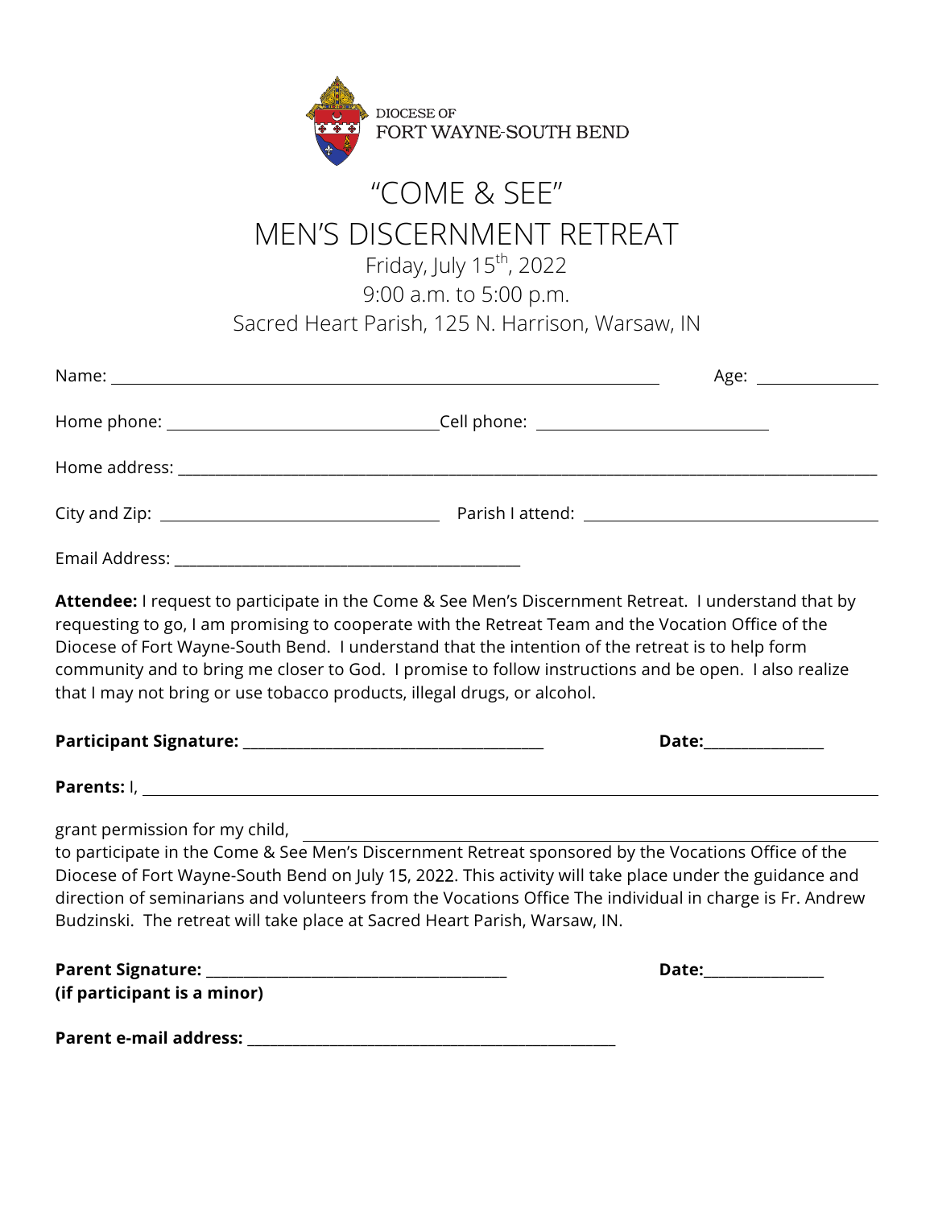DIOCESE OF
FORT WAYNE-SOUTH BEND

# "COME & SEE"
# MEN'S DISCERNMENT RETREAT

Friday, July 15th, 2022
9:00 a.m. to 5:00 p.m.
Sacred Heart Parish, 125 N. Harrison, Warsaw, IN

Name: ______________________________________________ Age: __________

Home phone: ______________________ Cell phone: ____________________

Home address: ______________________________________________________

City and Zip: _______________________ Parish I attend: ________________________

Email Address: _____________________________

**Attendee:** I request to participate in the Come & See Men's Discernment Retreat. I understand that by requesting to go, I am promising to cooperate with the Retreat Team and the Vocation Office of the Diocese of Fort Wayne-South Bend. I understand that the intention of the retreat is to help form community and to bring me closer to God. I promise to follow instructions and be open. I also realize that I may not bring or use tobacco products, illegal drugs, or alcohol.

**Participant Signature:** __________________________ **Date:**__________

**Parents:** I, ______________________________________________________

grant permission for my child, ______________________________________________
to participate in the Come & See Men's Discernment Retreat sponsored by the Vocations Office of the Diocese of Fort Wayne-South Bend on July 15, 2022. This activity will take place under the guidance and direction of seminarians and volunteers from the Vocations Office The individual in charge is Fr. Andrew Budzinski. The retreat will take place at Sacred Heart Parish, Warsaw, IN.

**Parent Signature:** __________________________ **Date:**__________
**(if participant is a minor)**

**Parent e-mail address:** ________________________________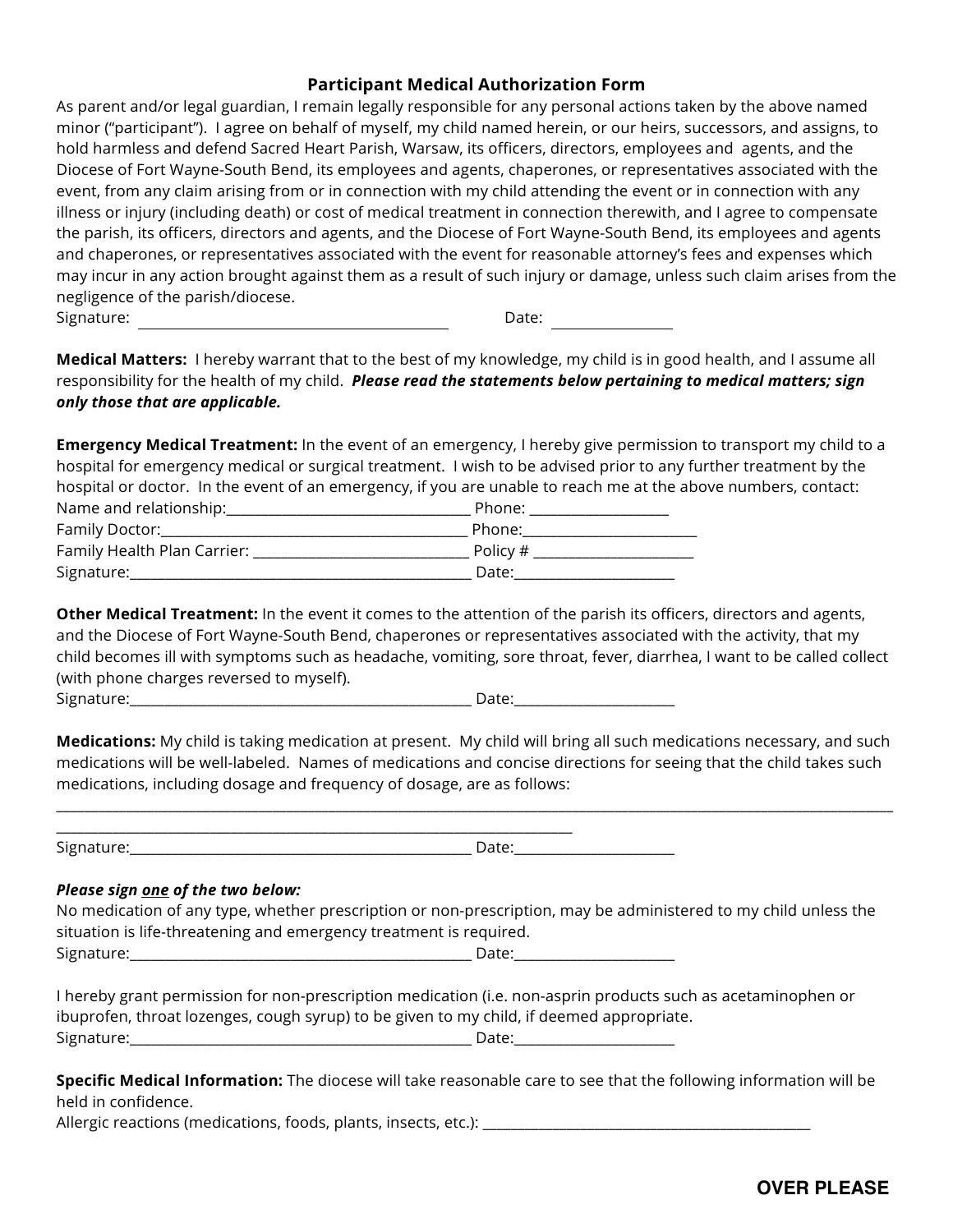## Participant Medical Authorization Form

As parent and/or legal guardian, I remain legally responsible for any personal actions taken by the above named minor ("participant"). I agree on behalf of myself, my child named herein, or our heirs, successors, and assigns, to hold harmless and defend Sacred Heart Parish, Warsaw, its officers, directors, employees and agents, and the Diocese of Fort Wayne-South Bend, its employees and agents, chaperones, or representatives associated with the event, from any claim arising from or in connection with my child attending the event or in connection with any illness or injury (including death) or cost of medical treatment in connection therewith, and I agree to compensate the parish, its officers, directors and agents, and the Diocese of Fort Wayne-South Bend, its employees and agents and chaperones, or representatives associated with the event for reasonable attorney's fees and expenses which may incur in any action brought against them as a result of such injury or damage, unless such claim arises from the negligence of the parish/diocese.

Signature: ______________________________ Date: ______________

**Medical Matters:** I hereby warrant that to the best of my knowledge, my child is in good health, and I assume all responsibility for the health of my child. ***Please read the statements below pertaining to medical matters; sign only those that are applicable.***

**Emergency Medical Treatment:** In the event of an emergency, I hereby give permission to transport my child to a hospital for emergency medical or surgical treatment. I wish to be advised prior to any further treatment by the hospital or doctor. In the event of an emergency, if you are unable to reach me at the above numbers, contact:

Name and relationship:______________________________ Phone: ________________

Family Doctor:____________________________________ Phone:____________________

Family Health Plan Carrier: __________________________ Policy # ___________________

Signature:________________________________________ Date:___________________

**Other Medical Treatment:** In the event it comes to the attention of the parish its officers, directors and agents, and the Diocese of Fort Wayne-South Bend, chaperones or representatives associated with the activity, that my child becomes ill with symptoms such as headache, vomiting, sore throat, fever, diarrhea, I want to be called collect (with phone charges reversed to myself).

Signature:________________________________________ Date:___________________

**Medications:** My child is taking medication at present. My child will bring all such medications necessary, and such medications will be well-labeled. Names of medications and concise directions for seeing that the child takes such medications, including dosage and frequency of dosage, are as follows:

______________________________________________________________________________________________

______________________________________________________________

Signature:________________________________________ Date:___________________

***Please sign one of the two below:***

No medication of any type, whether prescription or non-prescription, may be administered to my child unless the situation is life-threatening and emergency treatment is required.

Signature:________________________________________ Date:___________________

I hereby grant permission for non-prescription medication (i.e. non-asprin products such as acetaminophen or ibuprofen, throat lozenges, cough syrup) to be given to my child, if deemed appropriate.

Signature:________________________________________ Date:___________________

**Specific Medical Information:** The diocese will take reasonable care to see that the following information will be held in confidence.

Allergic reactions (medications, foods, plants, insects, etc.): ________________________________________

**OVER PLEASE**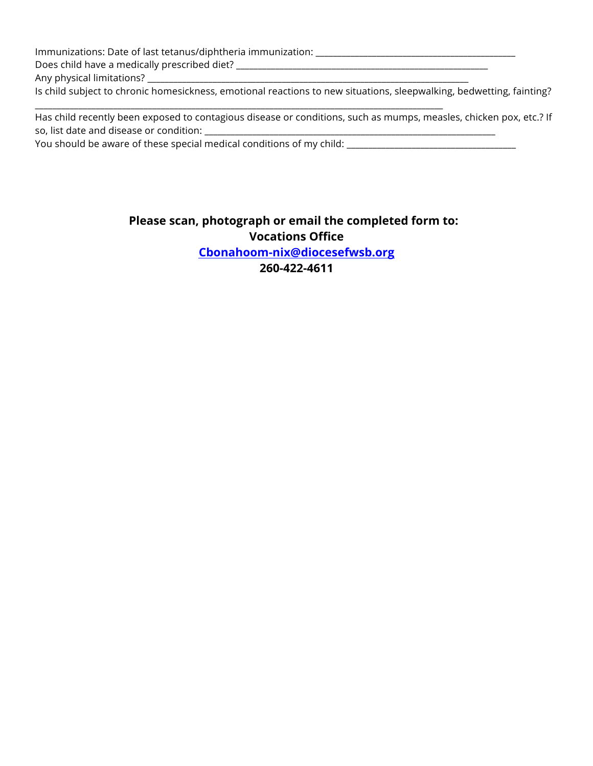Immunizations: Date of last tetanus/diphtheria immunization: ___________________________________________

Does child have a medically prescribed diet? ______________________________________________________

Any physical limitations? _________________________________________________________________________

Is child subject to chronic homesickness, emotional reactions to new situations, sleepwalking, bedwetting, fainting? __________________________________________________________________________________________

Has child recently been exposed to contagious disease or conditions, such as mumps, measles, chicken pox, etc.? If so, list date and disease or condition: ________________________________________________________________

You should be aware of these special medical conditions of my child: _____________________________________

**Please scan, photograph or email the completed form to:**
**Vocations Office**
**Cbonahoom-nix@diocesefwsb.org**
**260-422-4611**